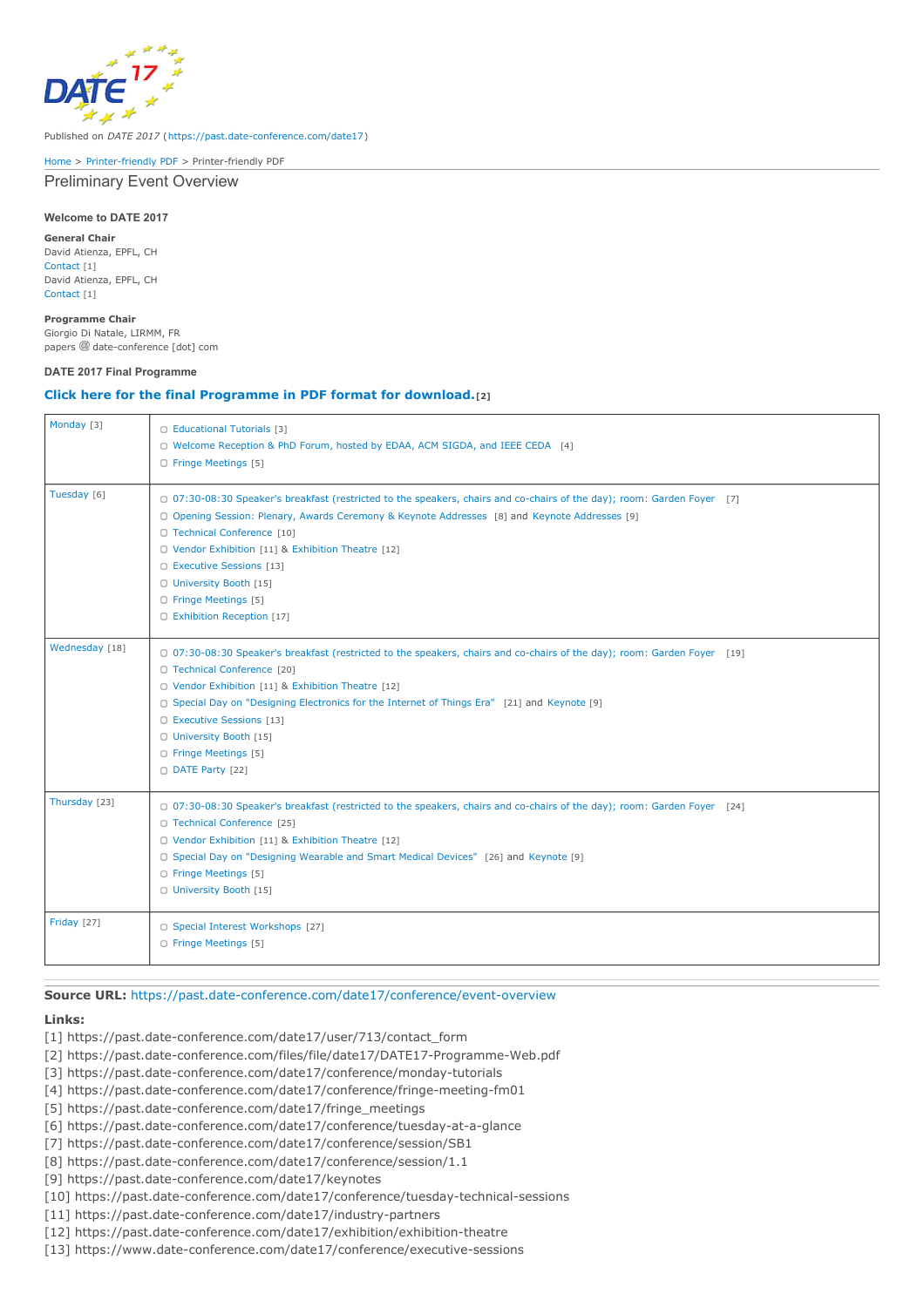Published on *DATE 2017* (https://past.date-conference.com/date17)

Home > Printer-friendly PDF > Printer-friendly PDF

# Preliminary Event Overview

### Welcome to DATE 2017

**General Chair**
David Atienza, EPFL, CH
Contact [1]
David Atienza, EPFL, CH
Contact [1]

**Programme Chair**
Giorgio Di Natale, LIRMM, FR
papers @ date-conference [dot] com

### DATE 2017 Final Programme

**Click here for the final Programme in PDF format for download.** [2]

| | |
|---|---|
| Monday [3] | ▢ Educational Tutorials [3]<br>▢ Welcome Reception & PhD Forum, hosted by EDAA, ACM SIGDA, and IEEE CEDA [4]<br>▢ Fringe Meetings [5] |
| Tuesday [6] | ▢ 07:30-08:30 Speaker's breakfast (restricted to the speakers, chairs and co-chairs of the day); room: Garden Foyer [7]<br>▢ Opening Session: Plenary, Awards Ceremony & Keynote Addresses [8] and Keynote Addresses [9]<br>▢ Technical Conference [10]<br>▢ Vendor Exhibition [11] & Exhibition Theatre [12]<br>▢ Executive Sessions [13]<br>▢ University Booth [15]<br>▢ Fringe Meetings [5]<br>▢ Exhibition Reception [17] |
| Wednesday [18] | ▢ 07:30-08:30 Speaker's breakfast (restricted to the speakers, chairs and co-chairs of the day); room: Garden Foyer [19]<br>▢ Technical Conference [20]<br>▢ Vendor Exhibition [11] & Exhibition Theatre [12]<br>▢ Special Day on "Designing Electronics for the Internet of Things Era" [21] and Keynote [9]<br>▢ Executive Sessions [13]<br>▢ University Booth [15]<br>▢ Fringe Meetings [5]<br>▢ DATE Party [22] |
| Thursday [23] | ▢ 07:30-08:30 Speaker's breakfast (restricted to the speakers, chairs and co-chairs of the day); room: Garden Foyer [24]<br>▢ Technical Conference [25]<br>▢ Vendor Exhibition [11] & Exhibition Theatre [12]<br>▢ Special Day on "Designing Wearable and Smart Medical Devices" [26] and Keynote [9]<br>▢ Fringe Meetings [5]<br>▢ University Booth [15] |
| Friday [27] | ▢ Special Interest Workshops [27]<br>▢ Fringe Meetings [5] |

**Source URL:** https://past.date-conference.com/date17/conference/event-overview

**Links:**
[1] https://past.date-conference.com/date17/user/713/contact_form
[2] https://past.date-conference.com/files/file/date17/DATE17-Programme-Web.pdf
[3] https://past.date-conference.com/date17/conference/monday-tutorials
[4] https://past.date-conference.com/date17/conference/fringe-meeting-fm01
[5] https://past.date-conference.com/date17/fringe_meetings
[6] https://past.date-conference.com/date17/conference/tuesday-at-a-glance
[7] https://past.date-conference.com/date17/conference/session/SB1
[8] https://past.date-conference.com/date17/conference/session/1.1
[9] https://past.date-conference.com/date17/keynotes
[10] https://past.date-conference.com/date17/conference/tuesday-technical-sessions
[11] https://past.date-conference.com/date17/industry-partners
[12] https://past.date-conference.com/date17/exhibition/exhibition-theatre
[13] https://www.date-conference.com/date17/conference/executive-sessions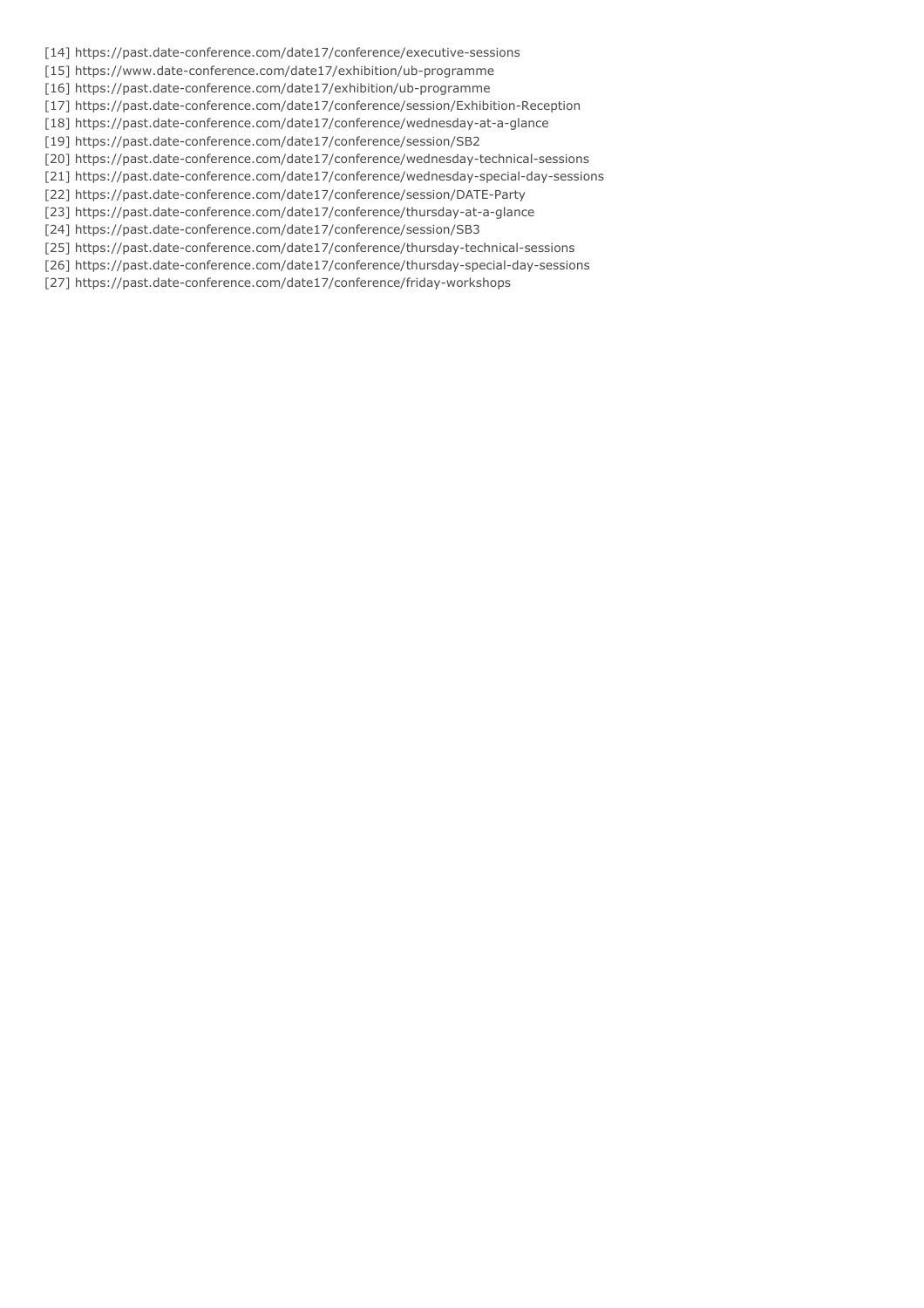[14] https://past.date-conference.com/date17/conference/executive-sessions
[15] https://www.date-conference.com/date17/exhibition/ub-programme
[16] https://past.date-conference.com/date17/exhibition/ub-programme
[17] https://past.date-conference.com/date17/conference/session/Exhibition-Reception
[18] https://past.date-conference.com/date17/conference/wednesday-at-a-glance
[19] https://past.date-conference.com/date17/conference/session/SB2
[20] https://past.date-conference.com/date17/conference/wednesday-technical-sessions
[21] https://past.date-conference.com/date17/conference/wednesday-special-day-sessions
[22] https://past.date-conference.com/date17/conference/session/DATE-Party
[23] https://past.date-conference.com/date17/conference/thursday-at-a-glance
[24] https://past.date-conference.com/date17/conference/session/SB3
[25] https://past.date-conference.com/date17/conference/thursday-technical-sessions
[26] https://past.date-conference.com/date17/conference/thursday-special-day-sessions
[27] https://past.date-conference.com/date17/conference/friday-workshops